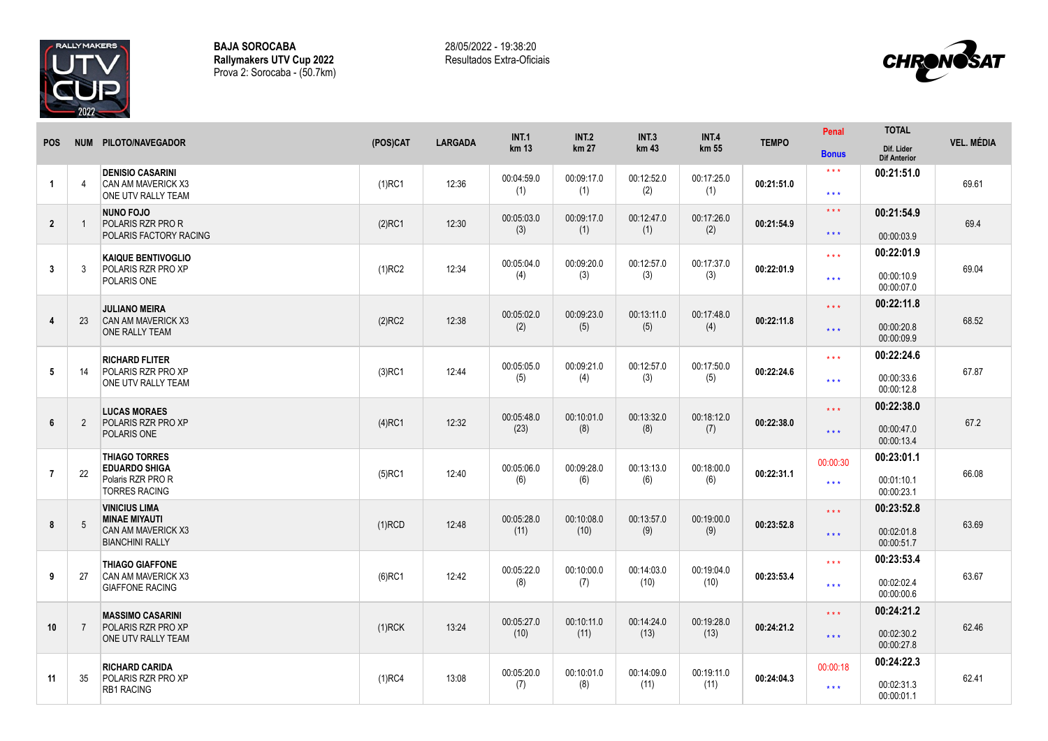**BAJA SOROCABA**
**Rallymakers UTV Cup 2022**
Prova 2: Sorocaba - (50.7km)

28/05/2022 - 19:38:20
Resultados Extra-Oficiais

| POS | NUM | PILOTO/NAVEGADOR | (POS)CAT | LARGADA | INT.1 km 13 | INT.2 km 27 | INT.3 km 43 | INT.4 km 55 | TEMPO | Penal / Bonus | TOTAL / Dif. Lider / Dif Anterior | VEL. MÉDIA |
|---|---|---|---|---|---|---|---|---|---|---|---|---|
| 1 | 4 | **DENISIO CASARINI**<br>CAN AM MAVERICK X3<br>ONE UTV RALLY TEAM | (1)RC1 | 12:36 | 00:04:59.0 (1) | 00:09:17.0 (1) | 00:12:52.0 (2) | 00:17:25.0 (1) | **00:21:51.0** | \*\*\*<br>\*\*\* | **00:21:51.0** | 69.61 |
| 2 | 1 | **NUNO FOJO**<br>POLARIS RZR PRO R<br>POLARIS FACTORY RACING | (2)RC1 | 12:30 | 00:05:03.0 (3) | 00:09:17.0 (1) | 00:12:47.0 (1) | 00:17:26.0 (2) | **00:21:54.9** | \*\*\*<br>\*\*\* | **00:21:54.9**<br>00:00:03.9 | 69.4 |
| 3 | 3 | **KAIQUE BENTIVOGLIO**<br>POLARIS RZR PRO XP<br>POLARIS ONE | (1)RC2 | 12:34 | 00:05:04.0 (4) | 00:09:20.0 (3) | 00:12:57.0 (3) | 00:17:37.0 (3) | **00:22:01.9** | \*\*\*<br>\*\*\* | **00:22:01.9**<br>00:00:10.9<br>00:00:07.0 | 69.04 |
| 4 | 23 | **JULIANO MEIRA**<br>CAN AM MAVERICK X3<br>ONE RALLY TEAM | (2)RC2 | 12:38 | 00:05:02.0 (2) | 00:09:23.0 (5) | 00:13:11.0 (5) | 00:17:48.0 (4) | **00:22:11.8** | \*\*\*<br>\*\*\* | **00:22:11.8**<br>00:00:20.8<br>00:00:09.9 | 68.52 |
| 5 | 14 | **RICHARD FLITER**<br>POLARIS RZR PRO XP<br>ONE UTV RALLY TEAM | (3)RC1 | 12:44 | 00:05:05.0 (5) | 00:09:21.0 (4) | 00:12:57.0 (3) | 00:17:50.0 (5) | **00:22:24.6** | \*\*\*<br>\*\*\* | **00:22:24.6**<br>00:00:33.6<br>00:00:12.8 | 67.87 |
| 6 | 2 | **LUCAS MORAES**<br>POLARIS RZR PRO XP<br>POLARIS ONE | (4)RC1 | 12:32 | 00:05:48.0 (23) | 00:10:01.0 (8) | 00:13:32.0 (8) | 00:18:12.0 (7) | **00:22:38.0** | \*\*\*<br>\*\*\* | **00:22:38.0**<br>00:00:47.0<br>00:00:13.4 | 67.2 |
| 7 | 22 | **THIAGO TORRES**<br>**EDUARDO SHIGA**<br>Polaris RZR PRO R<br>TORRES RACING | (5)RC1 | 12:40 | 00:05:06.0 (6) | 00:09:28.0 (6) | 00:13:13.0 (6) | 00:18:00.0 (6) | **00:22:31.1** | 00:00:30<br>\*\*\* | **00:23:01.1**<br>00:01:10.1<br>00:00:23.1 | 66.08 |
| 8 | 5 | **VINICIUS LIMA**<br>**MINAE MIYAUTI**<br>CAN AM MAVERICK X3<br>BIANCHINI RALLY | (1)RCD | 12:48 | 00:05:28.0 (11) | 00:10:08.0 (10) | 00:13:57.0 (9) | 00:19:00.0 (9) | **00:23:52.8** | \*\*\*<br>\*\*\* | **00:23:52.8**<br>00:02:01.8<br>00:00:51.7 | 63.69 |
| 9 | 27 | **THIAGO GIAFFONE**<br>CAN AM MAVERICK X3<br>GIAFFONE RACING | (6)RC1 | 12:42 | 00:05:22.0 (8) | 00:10:00.0 (7) | 00:14:03.0 (10) | 00:19:04.0 (10) | **00:23:53.4** | \*\*\*<br>\*\*\* | **00:23:53.4**<br>00:02:02.4<br>00:00:00.6 | 63.67 |
| 10 | 7 | **MASSIMO CASARINI**<br>POLARIS RZR PRO XP<br>ONE UTV RALLY TEAM | (1)RCK | 13:24 | 00:05:27.0 (10) | 00:10:11.0 (11) | 00:14:24.0 (13) | 00:19:28.0 (13) | **00:24:21.2** | \*\*\*<br>\*\*\* | **00:24:21.2**<br>00:02:30.2<br>00:00:27.8 | 62.46 |
| 11 | 35 | **RICHARD CARIDA**<br>POLARIS RZR PRO XP<br>RB1 RACING | (1)RC4 | 13:08 | 00:05:20.0 (7) | 00:10:01.0 (8) | 00:14:09.0 (11) | 00:19:11.0 (11) | **00:24:04.3** | 00:00:18<br>\*\*\* | **00:24:22.3**<br>00:02:31.3<br>00:00:01.1 | 62.41 |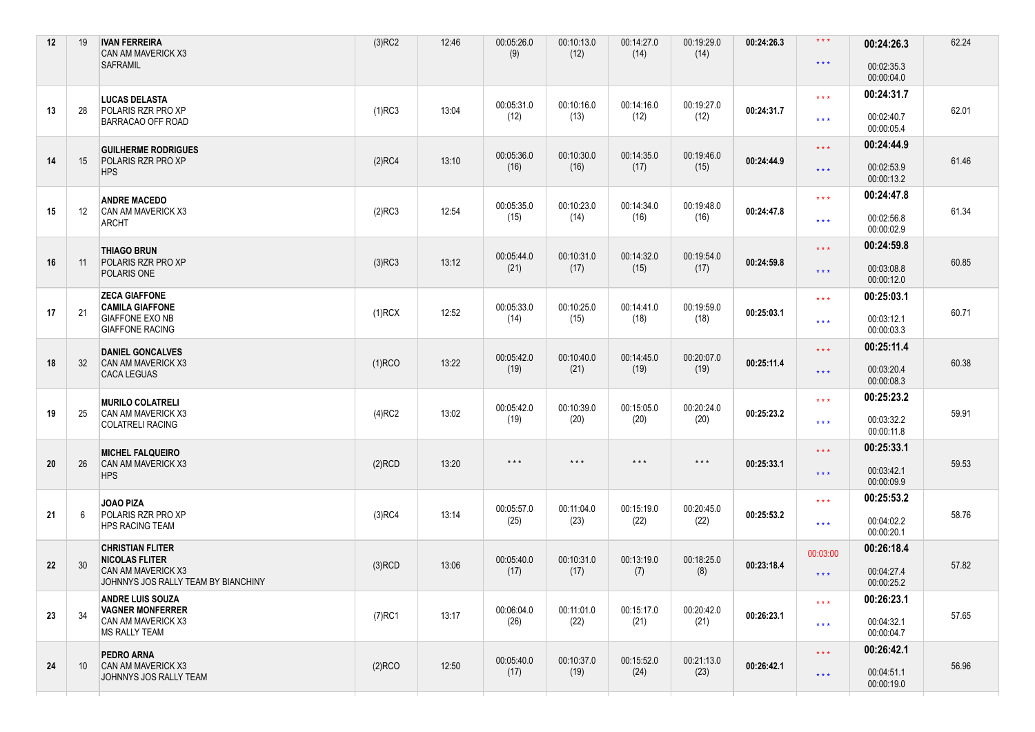| 12 | 19 | **IVAN FERREIRA**<br>CAN AM MAVERICK X3<br>SAFRAMIL | (3)RC2 | 12:46 | 00:05:26.0<br>(9) | 00:10:13.0<br>(12) | 00:14:27.0<br>(14) | 00:19:29.0<br>(14) | **00:24:26.3** | * * *<br>* * * | **00:24:26.3**<br>00:02:35.3<br>00:00:04.0 | 62.24 |
|---|---|---|---|---|---|---|---|---|---|---|---|---|
| 13 | 28 | **LUCAS DELASTA**<br>POLARIS RZR PRO XP<br>BARRACAO OFF ROAD | (1)RC3 | 13:04 | 00:05:31.0<br>(12) | 00:10:16.0<br>(13) | 00:14:16.0<br>(12) | 00:19:27.0<br>(12) | **00:24:31.7** | * * *<br>* * * | **00:24:31.7**<br>00:02:40.7<br>00:00:05.4 | 62.01 |
| 14 | 15 | **GUILHERME RODRIGUES**<br>POLARIS RZR PRO XP<br>HPS | (2)RC4 | 13:10 | 00:05:36.0<br>(16) | 00:10:30.0<br>(16) | 00:14:35.0<br>(17) | 00:19:46.0<br>(15) | **00:24:44.9** | * * *<br>* * * | **00:24:44.9**<br>00:02:53.9<br>00:00:13.2 | 61.46 |
| 15 | 12 | **ANDRE MACEDO**<br>CAN AM MAVERICK X3<br>ARCHT | (2)RC3 | 12:54 | 00:05:35.0<br>(15) | 00:10:23.0<br>(14) | 00:14:34.0<br>(16) | 00:19:48.0<br>(16) | **00:24:47.8** | * * *<br>* * * | **00:24:47.8**<br>00:02:56.8<br>00:00:02.9 | 61.34 |
| 16 | 11 | **THIAGO BRUN**<br>POLARIS RZR PRO XP<br>POLARIS ONE | (3)RC3 | 13:12 | 00:05:44.0<br>(21) | 00:10:31.0<br>(17) | 00:14:32.0<br>(15) | 00:19:54.0<br>(17) | **00:24:59.8** | * * *<br>* * * | **00:24:59.8**<br>00:03:08.8<br>00:00:12.0 | 60.85 |
| 17 | 21 | **ZECA GIAFFONE**<br>**CAMILA GIAFFONE**<br>GIAFFONE EXO NB<br>GIAFFONE RACING | (1)RCX | 12:52 | 00:05:33.0<br>(14) | 00:10:25.0<br>(15) | 00:14:41.0<br>(18) | 00:19:59.0<br>(18) | **00:25:03.1** | * * *<br>* * * | **00:25:03.1**<br>00:03:12.1<br>00:00:03.3 | 60.71 |
| 18 | 32 | **DANIEL GONCALVES**<br>CAN AM MAVERICK X3<br>CACA LEGUAS | (1)RCO | 13:22 | 00:05:42.0<br>(19) | 00:10:40.0<br>(21) | 00:14:45.0<br>(19) | 00:20:07.0<br>(19) | **00:25:11.4** | * * *<br>* * * | **00:25:11.4**<br>00:03:20.4<br>00:00:08.3 | 60.38 |
| 19 | 25 | **MURILO COLATRELI**<br>CAN AM MAVERICK X3<br>COLATRELI RACING | (4)RC2 | 13:02 | 00:05:42.0<br>(19) | 00:10:39.0<br>(20) | 00:15:05.0<br>(20) | 00:20:24.0<br>(20) | **00:25:23.2** | * * *<br>* * * | **00:25:23.2**<br>00:03:32.2<br>00:00:11.8 | 59.91 |
| 20 | 26 | **MICHEL FALQUEIRO**<br>CAN AM MAVERICK X3<br>HPS | (2)RCD | 13:20 | * * * | * * * | * * * | * * * | **00:25:33.1** | * * *<br>* * * | **00:25:33.1**<br>00:03:42.1<br>00:00:09.9 | 59.53 |
| 21 | 6 | **JOAO PIZA**<br>POLARIS RZR PRO XP<br>HPS RACING TEAM | (3)RC4 | 13:14 | 00:05:57.0<br>(25) | 00:11:04.0<br>(23) | 00:15:19.0<br>(22) | 00:20:45.0<br>(22) | **00:25:53.2** | * * *<br>* * * | **00:25:53.2**<br>00:04:02.2<br>00:00:20.1 | 58.76 |
| 22 | 30 | **CHRISTIAN FLITER**<br>**NICOLAS FLITER**<br>CAN AM MAVERICK X3<br>JOHNNYS JOS RALLY TEAM BY BIANCHINY | (3)RCD | 13:06 | 00:05:40.0<br>(17) | 00:10:31.0<br>(17) | 00:13:19.0<br>(7) | 00:18:25.0<br>(8) | **00:23:18.4** | 00:03:00<br>* * * | **00:26:18.4**<br>00:04:27.4<br>00:00:25.2 | 57.82 |
| 23 | 34 | **ANDRE LUIS SOUZA**<br>**VAGNER MONFERRER**<br>CAN AM MAVERICK X3<br>MS RALLY TEAM | (7)RC1 | 13:17 | 00:06:04.0<br>(26) | 00:11:01.0<br>(22) | 00:15:17.0<br>(21) | 00:20:42.0<br>(21) | **00:26:23.1** | * * *<br>* * * | **00:26:23.1**<br>00:04:32.1<br>00:00:04.7 | 57.65 |
| 24 | 10 | **PEDRO ARNA**<br>CAN AM MAVERICK X3<br>JOHNNYS JOS RALLY TEAM | (2)RCO | 12:50 | 00:05:40.0<br>(17) | 00:10:37.0<br>(19) | 00:15:52.0<br>(24) | 00:21:13.0<br>(23) | **00:26:42.1** | * * *<br>* * * | **00:26:42.1**<br>00:04:51.1<br>00:00:19.0 | 56.96 |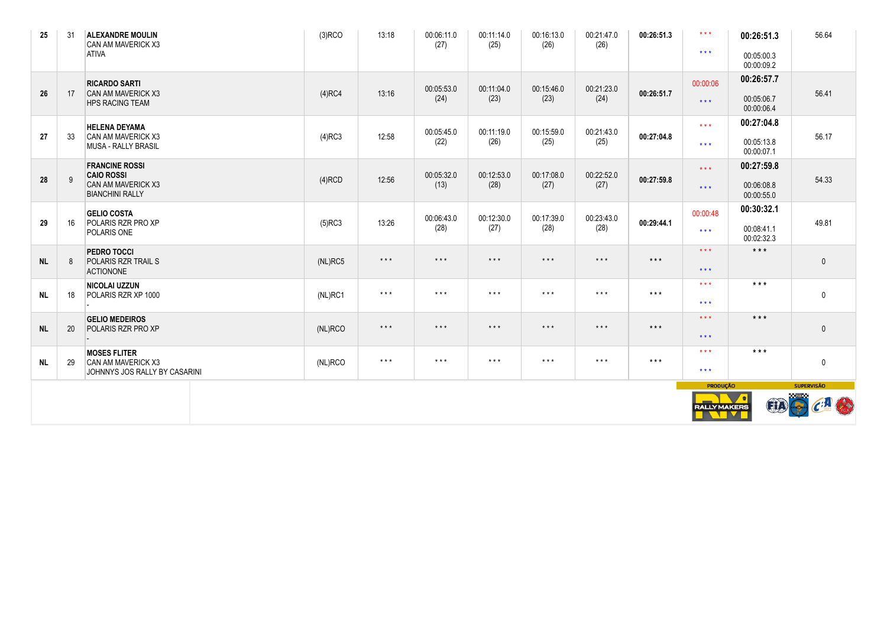| | | | | | | | | | | | | |
|---|---|---|---|---|---|---|---|---|---|---|---|---|
| 25 | 31 | **ALEXANDRE MOULIN**<br>CAN AM MAVERICK X3<br>ATIVA | (3)RCO | 13:18 | 00:06:11.0<br>(27) | 00:11:14.0<br>(25) | 00:16:13.0<br>(26) | 00:21:47.0<br>(26) | **00:26:51.3** | * * *<br>* * * | **00:26:51.3**<br>00:05:00.3<br>00:00:09.2 | 56.64 |
| 26 | 17 | **RICARDO SARTI**<br>CAN AM MAVERICK X3<br>HPS RACING TEAM | (4)RC4 | 13:16 | 00:05:53.0<br>(24) | 00:11:04.0<br>(23) | 00:15:46.0<br>(23) | 00:21:23.0<br>(24) | **00:26:51.7** | 00:00:06<br>* * * | **00:26:57.7**<br>00:05:06.7<br>00:00:06.4 | 56.41 |
| 27 | 33 | **HELENA DEYAMA**<br>CAN AM MAVERICK X3<br>MUSA - RALLY BRASIL | (4)RC3 | 12:58 | 00:05:45.0<br>(22) | 00:11:19.0<br>(26) | 00:15:59.0<br>(25) | 00:21:43.0<br>(25) | **00:27:04.8** | * * *<br>* * * | **00:27:04.8**<br>00:05:13.8<br>00:00:07.1 | 56.17 |
| 28 | 9 | **FRANCINE ROSSI**<br>**CAIO ROSSI**<br>CAN AM MAVERICK X3<br>BIANCHINI RALLY | (4)RCD | 12:56 | 00:05:32.0<br>(13) | 00:12:53.0<br>(28) | 00:17:08.0<br>(27) | 00:22:52.0<br>(27) | **00:27:59.8** | * * *<br>* * * | **00:27:59.8**<br>00:06:08.8<br>00:00:55.0 | 54.33 |
| 29 | 16 | **GELIO COSTA**<br>POLARIS RZR PRO XP<br>POLARIS ONE | (5)RC3 | 13:26 | 00:06:43.0<br>(28) | 00:12:30.0<br>(27) | 00:17:39.0<br>(28) | 00:23:43.0<br>(28) | **00:29:44.1** | 00:00:48<br>* * * | **00:30:32.1**<br>00:08:41.1<br>00:02:32.3 | 49.81 |
| NL | 8 | **PEDRO TOCCI**<br>POLARIS RZR TRAIL S<br>ACTIONONE | (NL)RC5 | * * * | * * * | * * * | * * * | * * * | * * * | * * *<br>* * * | * * * | 0 |
| NL | 18 | **NICOLAI UZZUN**<br>POLARIS RZR XP 1000<br>- | (NL)RC1 | * * * | * * * | * * * | * * * | * * * | * * * | * * *<br>* * * | * * * | 0 |
| NL | 20 | **GELIO MEDEIROS**<br>POLARIS RZR PRO XP<br>- | (NL)RCO | * * * | * * * | * * * | * * * | * * * | * * * | * * *<br>* * * | * * * | 0 |
| NL | 29 | **MOSES FLITER**<br>CAN AM MAVERICK X3<br>JOHNNYS JOS RALLY BY CASARINI | (NL)RCO | * * * | * * * | * * * | * * * | * * * | * * * | * * *<br>* * * | * * * | 0 |

PRODUÇÃO — RALLY MAKERS

SUPERVISÃO